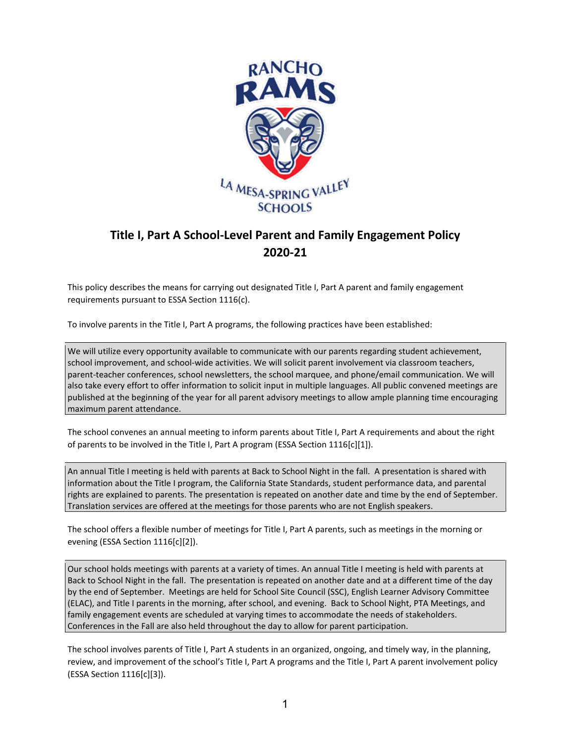# Title I, Part A School-Level Parent and Family Engagement Policy 2020-21

This policy describes the means for carrying out designated Title I, Part A parent and family engagement requirements pursuant to ESSA Section 1116(c).

To involve parents in the Title I, Part A programs, the following practices have been established:

> We will utilize every opportunity available to communicate with our parents regarding student achievement, school improvement, and school-wide activities. We will solicit parent involvement via classroom teachers, parent-teacher conferences, school newsletters, the school marquee, and phone/email communication. We will also take every effort to offer information to solicit input in multiple languages. All public convened meetings are published at the beginning of the year for all parent advisory meetings to allow ample planning time encouraging maximum parent attendance.

The school convenes an annual meeting to inform parents about Title I, Part A requirements and about the right of parents to be involved in the Title I, Part A program (ESSA Section 1116[c][1]).

> An annual Title I meeting is held with parents at Back to School Night in the fall. A presentation is shared with information about the Title I program, the California State Standards, student performance data, and parental rights are explained to parents. The presentation is repeated on another date and time by the end of September. Translation services are offered at the meetings for those parents who are not English speakers.

The school offers a flexible number of meetings for Title I, Part A parents, such as meetings in the morning or evening (ESSA Section 1116[c][2]).

> Our school holds meetings with parents at a variety of times. An annual Title I meeting is held with parents at Back to School Night in the fall. The presentation is repeated on another date and at a different time of the day by the end of September. Meetings are held for School Site Council (SSC), English Learner Advisory Committee (ELAC), and Title I parents in the morning, after school, and evening. Back to School Night, PTA Meetings, and family engagement events are scheduled at varying times to accommodate the needs of stakeholders. Conferences in the Fall are also held throughout the day to allow for parent participation.

The school involves parents of Title I, Part A students in an organized, ongoing, and timely way, in the planning, review, and improvement of the school's Title I, Part A programs and the Title I, Part A parent involvement policy (ESSA Section 1116[c][3]).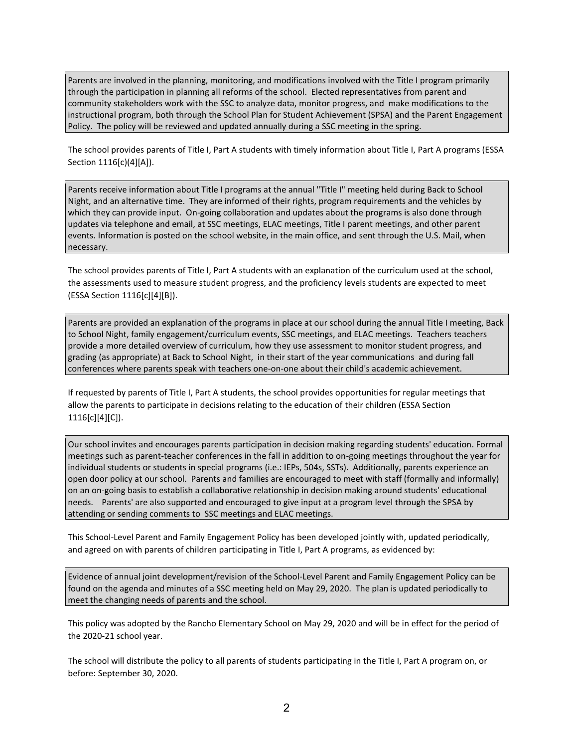Parents are involved in the planning, monitoring, and modifications involved with the Title I program primarily through the participation in planning all reforms of the school. Elected representatives from parent and community stakeholders work with the SSC to analyze data, monitor progress, and make modifications to the instructional program, both through the School Plan for Student Achievement (SPSA) and the Parent Engagement Policy. The policy will be reviewed and updated annually during a SSC meeting in the spring.

The school provides parents of Title I, Part A students with timely information about Title I, Part A programs (ESSA Section 1116[c)(4][A]).

Parents receive information about Title I programs at the annual "Title I" meeting held during Back to School Night, and an alternative time. They are informed of their rights, program requirements and the vehicles by which they can provide input. On-going collaboration and updates about the programs is also done through updates via telephone and email, at SSC meetings, ELAC meetings, Title I parent meetings, and other parent events. Information is posted on the school website, in the main office, and sent through the U.S. Mail, when necessary.

The school provides parents of Title I, Part A students with an explanation of the curriculum used at the school, the assessments used to measure student progress, and the proficiency levels students are expected to meet (ESSA Section 1116[c][4][B]).

Parents are provided an explanation of the programs in place at our school during the annual Title I meeting, Back to School Night, family engagement/curriculum events, SSC meetings, and ELAC meetings. Teachers teachers provide a more detailed overview of curriculum, how they use assessment to monitor student progress, and grading (as appropriate) at Back to School Night, in their start of the year communications and during fall conferences where parents speak with teachers one-on-one about their child's academic achievement.

If requested by parents of Title I, Part A students, the school provides opportunities for regular meetings that allow the parents to participate in decisions relating to the education of their children (ESSA Section 1116[c][4][C]).

Our school invites and encourages parents participation in decision making regarding students' education. Formal meetings such as parent-teacher conferences in the fall in addition to on-going meetings throughout the year for individual students or students in special programs (i.e.: IEPs, 504s, SSTs). Additionally, parents experience an open door policy at our school. Parents and families are encouraged to meet with staff (formally and informally) on an on-going basis to establish a collaborative relationship in decision making around students' educational needs. Parents' are also supported and encouraged to give input at a program level through the SPSA by attending or sending comments to SSC meetings and ELAC meetings.

This School-Level Parent and Family Engagement Policy has been developed jointly with, updated periodically, and agreed on with parents of children participating in Title I, Part A programs, as evidenced by:

Evidence of annual joint development/revision of the School-Level Parent and Family Engagement Policy can be found on the agenda and minutes of a SSC meeting held on May 29, 2020. The plan is updated periodically to meet the changing needs of parents and the school.

This policy was adopted by the Rancho Elementary School on May 29, 2020 and will be in effect for the period of the 2020-21 school year.

The school will distribute the policy to all parents of students participating in the Title I, Part A program on, or before: September 30, 2020.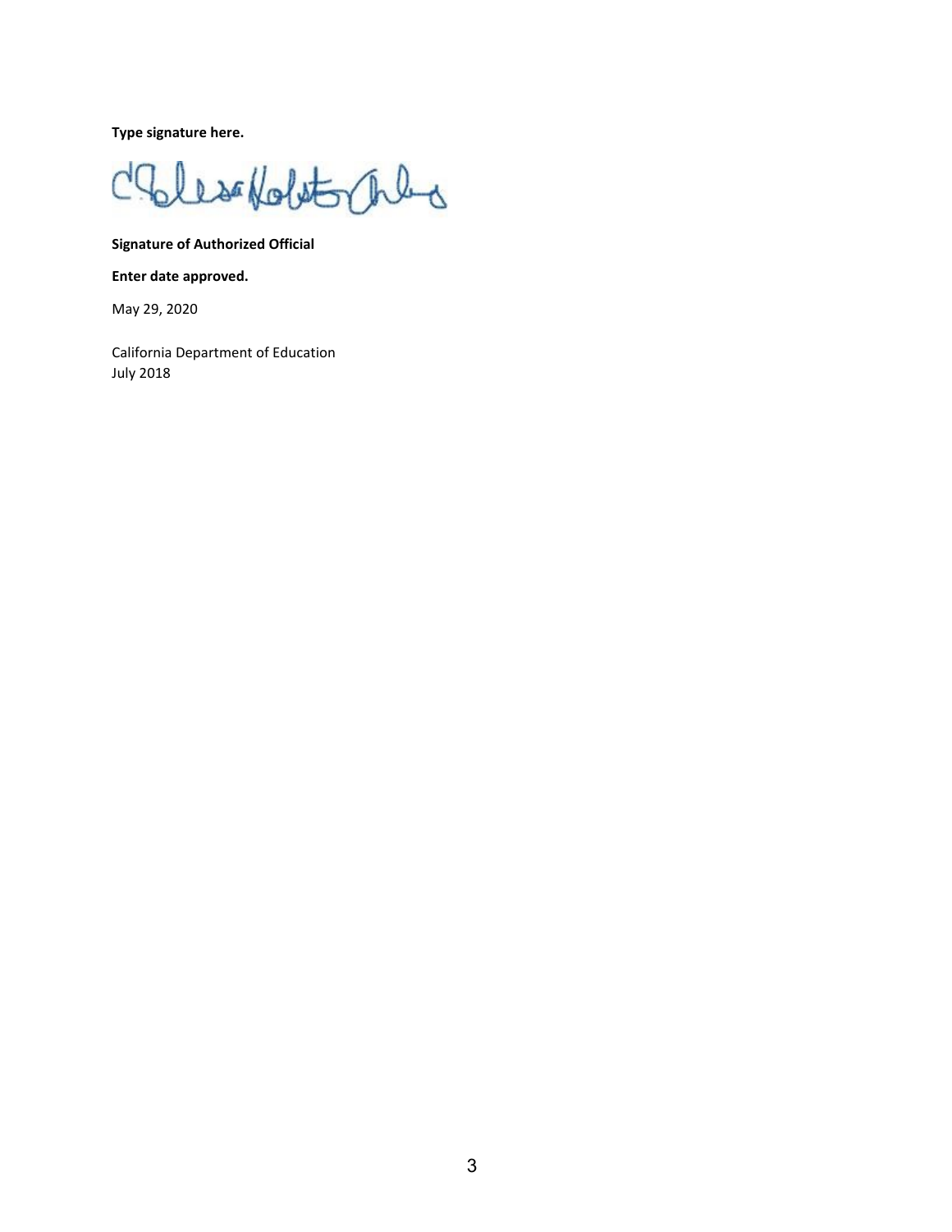**Type signature here.**

**Signature of Authorized Official**

**Enter date approved.**

May 29, 2020

California Department of Education
July 2018